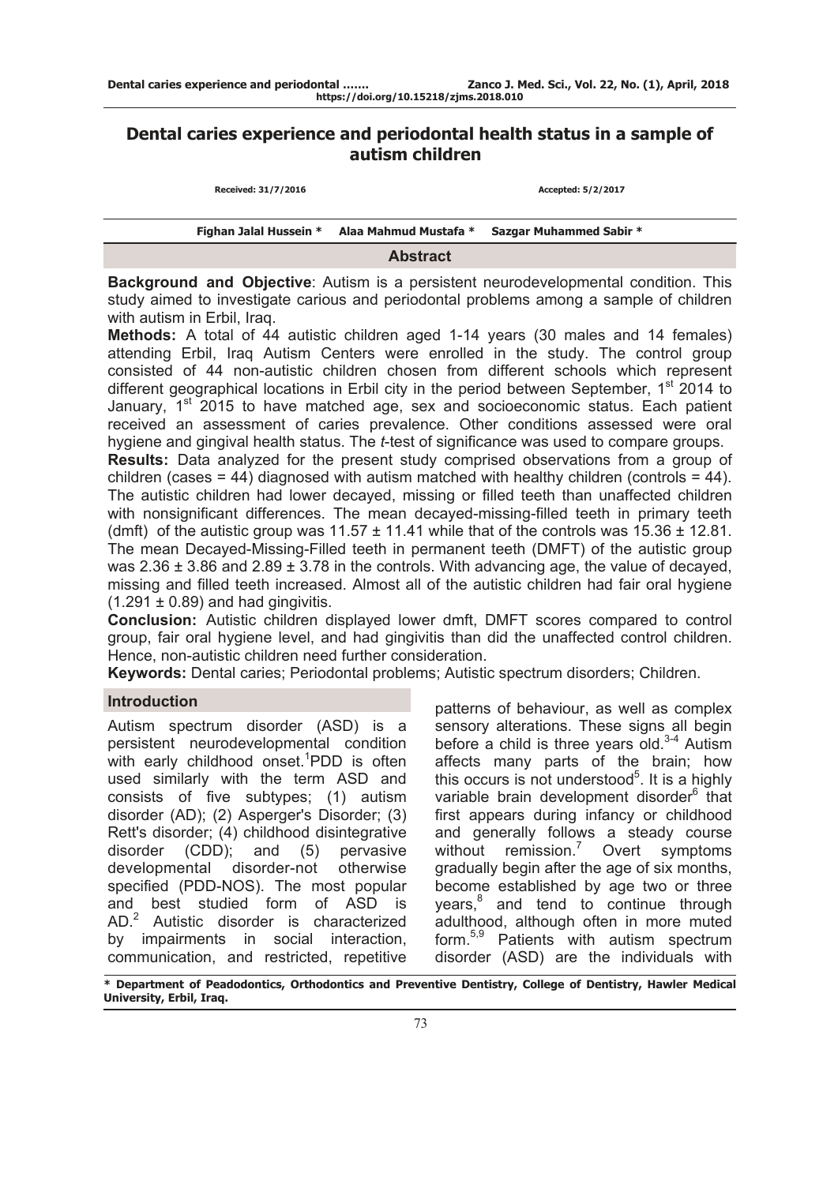# Dental caries experience and periodontal health status in a sample of autism children

Received: 31/7/2016 Accepted: 5/2/2017

Fighan Jalal Hussein * Alaa Mahmud Mustafa * Sazgar Muhammed Sabir *

## Abstract

**Background and Objective**: Autism is a persistent neurodevelopmental condition. This study aimed to investigate carious and periodontal problems among a sample of children with autism in Erbil, Iraq.

**Methods:** A total of 44 autistic children aged 1-14 years (30 males and 14 females) attending Erbil, Iraq Autism Centers were enrolled in the study. The control group consisted of 44 non-autistic children chosen from different schools which represent different geographical locations in Erbil city in the period between September, 1st 2014 to January, 1st 2015 to have matched age, sex and socioeconomic status. Each patient received an assessment of caries prevalence. Other conditions assessed were oral hygiene and gingival health status. The *t*-test of significance was used to compare groups.

**Results:** Data analyzed for the present study comprised observations from a group of children (cases = 44) diagnosed with autism matched with healthy children (controls = 44). The autistic children had lower decayed, missing or filled teeth than unaffected children with nonsignificant differences. The mean decayed-missing-filled teeth in primary teeth (dmft) of the autistic group was $11.57 \pm 11.41$ while that of the controls was $15.36 \pm 12.81$. The mean Decayed-Missing-Filled teeth in permanent teeth (DMFT) of the autistic group was $2.36 \pm 3.86$ and $2.89 \pm 3.78$ in the controls. With advancing age, the value of decayed, missing and filled teeth increased. Almost all of the autistic children had fair oral hygiene ($1.291 \pm 0.89$) and had gingivitis.

**Conclusion:** Autistic children displayed lower dmft, DMFT scores compared to control group, fair oral hygiene level, and had gingivitis than did the unaffected control children. Hence, non-autistic children need further consideration.

**Keywords:** Dental caries; Periodontal problems; Autistic spectrum disorders; Children.

## Introduction

Autism spectrum disorder (ASD) is a persistent neurodevelopmental condition with early childhood onset.[1] PDD is often used similarly with the term ASD and consists of five subtypes; (1) autism disorder (AD); (2) Asperger's Disorder; (3) Rett's disorder; (4) childhood disintegrative disorder (CDD); and (5) pervasive developmental disorder-not otherwise specified (PDD-NOS). The most popular and best studied form of ASD is AD.[2] Autistic disorder is characterized by impairments in social interaction, communication, and restricted, repetitive patterns of behaviour, as well as complex sensory alterations. These signs all begin before a child is three years old.[3-4] Autism affects many parts of the brain; how this occurs is not understood[5]. It is a highly variable brain development disorder[6] that first appears during infancy or childhood and generally follows a steady course without remission.[7] Overt symptoms gradually begin after the age of six months, become established by age two or three years,[8] and tend to continue through adulthood, although often in more muted form.[5,9] Patients with autism spectrum disorder (ASD) are the individuals with

\* Department of Peadodontics, Orthodontics and Preventive Dentistry, College of Dentistry, Hawler Medical University, Erbil, Iraq.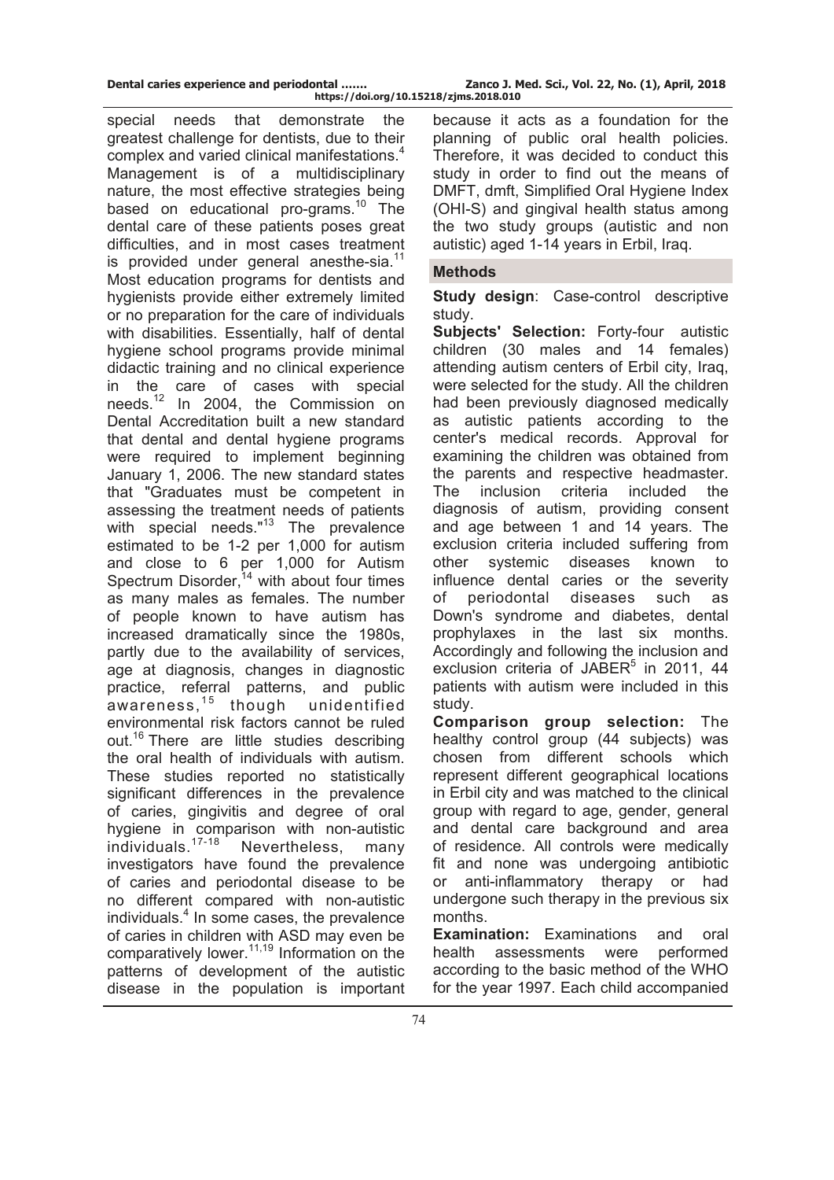special needs that demonstrate the greatest challenge for dentists, due to their complex and varied clinical manifestations.[4] Management is of a multidisciplinary nature, the most effective strategies being based on educational pro-grams.[10] The dental care of these patients poses great difficulties, and in most cases treatment is provided under general anesthe-sia.[11] Most education programs for dentists and hygienists provide either extremely limited or no preparation for the care of individuals with disabilities. Essentially, half of dental hygiene school programs provide minimal didactic training and no clinical experience in the care of cases with special needs.[12] In 2004, the Commission on Dental Accreditation built a new standard that dental and dental hygiene programs were required to implement beginning January 1, 2006. The new standard states that "Graduates must be competent in assessing the treatment needs of patients with special needs."[13] The prevalence estimated to be 1-2 per 1,000 for autism and close to 6 per 1,000 for Autism Spectrum Disorder,[14] with about four times as many males as females. The number of people known to have autism has increased dramatically since the 1980s, partly due to the availability of services, age at diagnosis, changes in diagnostic practice, referral patterns, and public awareness,[15] though unidentified environmental risk factors cannot be ruled out.[16] There are little studies describing the oral health of individuals with autism. These studies reported no statistically significant differences in the prevalence of caries, gingivitis and degree of oral hygiene in comparison with non-autistic individuals.[17-18] Nevertheless, many investigators have found the prevalence of caries and periodontal disease to be no different compared with non-autistic individuals.[4] In some cases, the prevalence of caries in children with ASD may even be comparatively lower.[11,19] Information on the patterns of development of the autistic disease in the population is important because it acts as a foundation for the planning of public oral health policies. Therefore, it was decided to conduct this study in order to find out the means of DMFT, dmft, Simplified Oral Hygiene Index (OHI-S) and gingival health status among the two study groups (autistic and non autistic) aged 1-14 years in Erbil, Iraq.

## Methods

**Study design**: Case-control descriptive study.

**Subjects' Selection:** Forty-four autistic children (30 males and 14 females) attending autism centers of Erbil city, Iraq, were selected for the study. All the children had been previously diagnosed medically as autistic patients according to the center's medical records. Approval for examining the children was obtained from the parents and respective headmaster. The inclusion criteria included the diagnosis of autism, providing consent and age between 1 and 14 years. The exclusion criteria included suffering from other systemic diseases known to influence dental caries or the severity of periodontal diseases such as Down's syndrome and diabetes, dental prophylaxes in the last six months. Accordingly and following the inclusion and exclusion criteria of JABER[5] in 2011, 44 patients with autism were included in this study.

**Comparison group selection:** The healthy control group (44 subjects) was chosen from different schools which represent different geographical locations in Erbil city and was matched to the clinical group with regard to age, gender, general and dental care background and area of residence. All controls were medically fit and none was undergoing antibiotic or anti-inflammatory therapy or had undergone such therapy in the previous six months.

**Examination:** Examinations and oral health assessments were performed according to the basic method of the WHO for the year 1997. Each child accompanied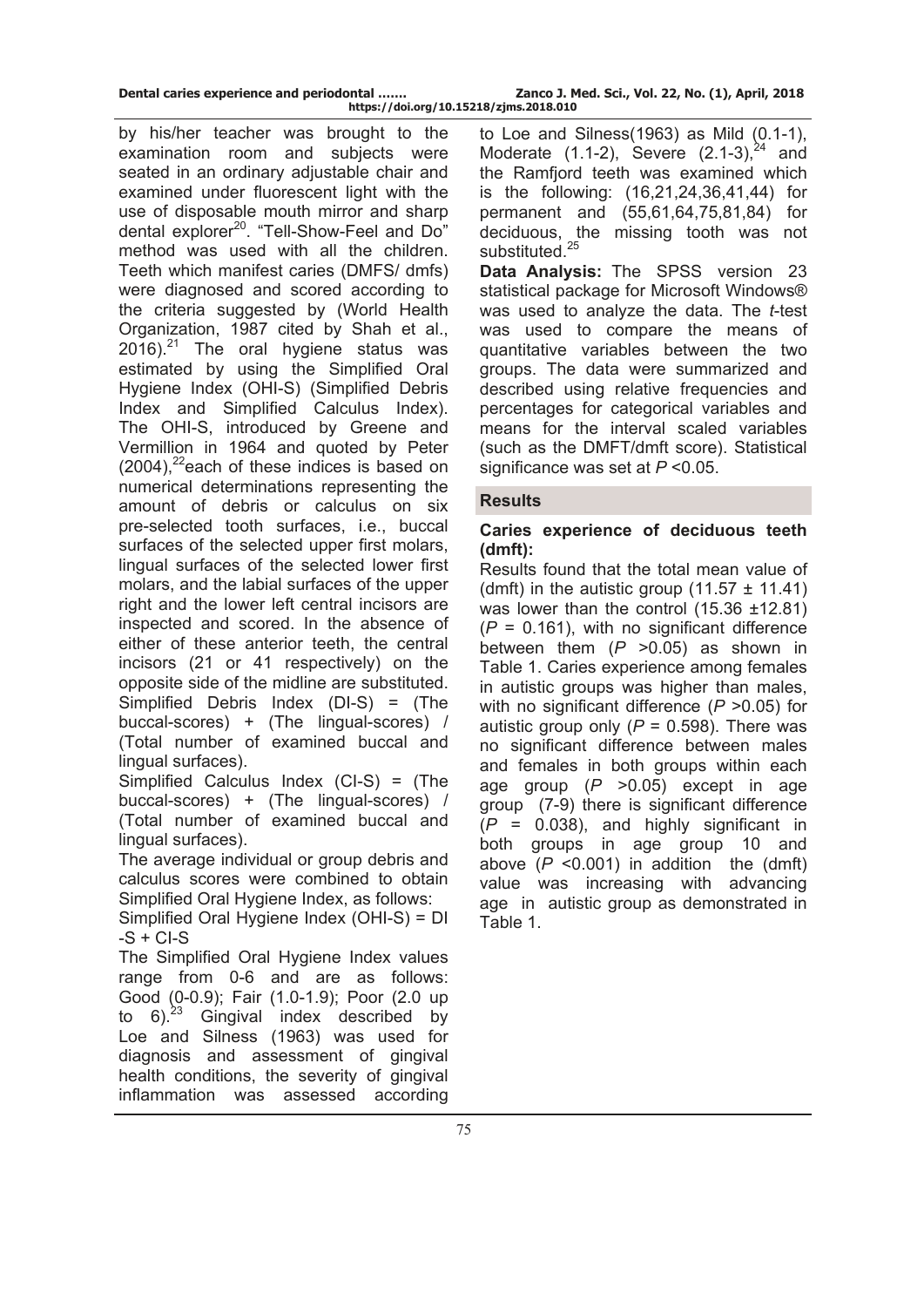by his/her teacher was brought to the examination room and subjects were seated in an ordinary adjustable chair and examined under fluorescent light with the use of disposable mouth mirror and sharp dental explorer[20]. "Tell-Show-Feel and Do" method was used with all the children. Teeth which manifest caries (DMFS/ dmfs) were diagnosed and scored according to the criteria suggested by (World Health Organization, 1987 cited by Shah et al., 2016).[21] The oral hygiene status was estimated by using the Simplified Oral Hygiene Index (OHI-S) (Simplified Debris Index and Simplified Calculus Index). The OHI-S, introduced by Greene and Vermillion in 1964 and quoted by Peter (2004),[22]each of these indices is based on numerical determinations representing the amount of debris or calculus on six pre-selected tooth surfaces, i.e., buccal surfaces of the selected upper first molars, lingual surfaces of the selected lower first molars, and the labial surfaces of the upper right and the lower left central incisors are inspected and scored. In the absence of either of these anterior teeth, the central incisors (21 or 41 respectively) on the opposite side of the midline are substituted.

Simplified Debris Index (DI-S) = (The buccal-scores) + (The lingual-scores) / (Total number of examined buccal and lingual surfaces).

Simplified Calculus Index (CI-S) = (The buccal-scores) + (The lingual-scores) / (Total number of examined buccal and lingual surfaces).

The average individual or group debris and calculus scores were combined to obtain Simplified Oral Hygiene Index, as follows:

Simplified Oral Hygiene Index (OHI-S) = DI -S + CI-S

The Simplified Oral Hygiene Index values range from 0-6 and are as follows: Good (0-0.9); Fair (1.0-1.9); Poor (2.0 up to 6).[23] Gingival index described by Loe and Silness (1963) was used for diagnosis and assessment of gingival health conditions, the severity of gingival inflammation was assessed according to Loe and Silness(1963) as Mild (0.1-1), Moderate (1.1-2), Severe (2.1-3),[24] and the Ramfjord teeth was examined which is the following: (16,21,24,36,41,44) for permanent and (55,61,64,75,81,84) for deciduous, the missing tooth was not substituted.[25]

**Data Analysis:** The SPSS version 23 statistical package for Microsoft Windows® was used to analyze the data. The *t*-test was used to compare the means of quantitative variables between the two groups. The data were summarized and described using relative frequencies and percentages for categorical variables and means for the interval scaled variables (such as the DMFT/dmft score). Statistical significance was set at $P$ <0.05.

## Results

### Caries experience of deciduous teeth (dmft):

Results found that the total mean value of (dmft) in the autistic group (11.57 ± 11.41) was lower than the control (15.36 ±12.81) ($P$ = 0.161), with no significant difference between them ($P$ >0.05) as shown in Table 1. Caries experience among females in autistic groups was higher than males, with no significant difference ($P$ >0.05) for autistic group only ($P$ = 0.598). There was no significant difference between males and females in both groups within each age group ($P$ >0.05) except in age group (7-9) there is significant difference ($P$ = 0.038), and highly significant in both groups in age group 10 and above ($P$ <0.001) in addition the (dmft) value was increasing with advancing age in autistic group as demonstrated in Table 1.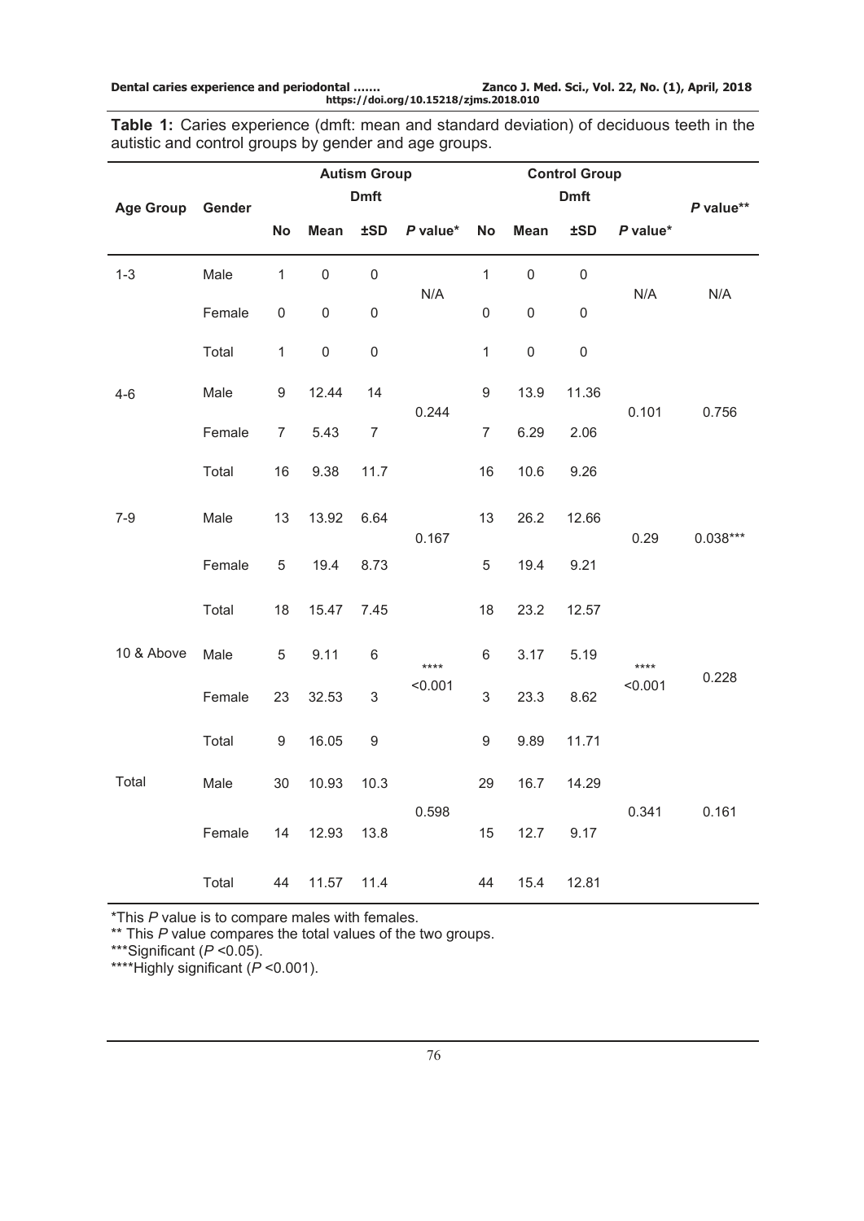**Table 1:** Caries experience (dmft: mean and standard deviation) of deciduous teeth in the autistic and control groups by gender and age groups.

| Age Group | Gender | Autism Group | | | | Control Group | | | | *P* value** |
|---|---|---|---|---|---|---|---|---|---|---|
| | | Dmft | | | | Dmft | | | | |
| | | No | Mean | ±SD | *P* value* | No | Mean | ±SD | *P* value* | |
| 1-3 | Male | 1 | 0 | 0 | N/A | 1 | 0 | 0 | N/A | N/A |
| | Female | 0 | 0 | 0 | | 0 | 0 | 0 | | |
| | Total | 1 | 0 | 0 | | 1 | 0 | 0 | | |
| 4-6 | Male | 9 | 12.44 | 14 | 0.244 | 9 | 13.9 | 11.36 | 0.101 | 0.756 |
| | Female | 7 | 5.43 | 7 | | 7 | 6.29 | 2.06 | | |
| | Total | 16 | 9.38 | 11.7 | | 16 | 10.6 | 9.26 | | |
| 7-9 | Male | 13 | 13.92 | 6.64 | 0.167 | 13 | 26.2 | 12.66 | 0.29 | 0.038*** |
| | Female | 5 | 19.4 | 8.73 | | 5 | 19.4 | 9.21 | | |
| | Total | 18 | 15.47 | 7.45 | | 18 | 23.2 | 12.57 | | |
| 10 & Above | Male | 5 | 9.11 | 6 | **** <0.001 | 6 | 3.17 | 5.19 | **** <0.001 | 0.228 |
| | Female | 23 | 32.53 | 3 | | 3 | 23.3 | 8.62 | | |
| | Total | 9 | 16.05 | 9 | | 9 | 9.89 | 11.71 | | |
| Total | Male | 30 | 10.93 | 10.3 | 0.598 | 29 | 16.7 | 14.29 | 0.341 | 0.161 |
| | Female | 14 | 12.93 | 13.8 | | 15 | 12.7 | 9.17 | | |
| | Total | 44 | 11.57 | 11.4 | | 44 | 15.4 | 12.81 | | |

*This *P* value is to compare males with females.

** This *P* value compares the total values of the two groups.

***Significant ($P$ <0.05).

****Highly significant ($P$ <0.001).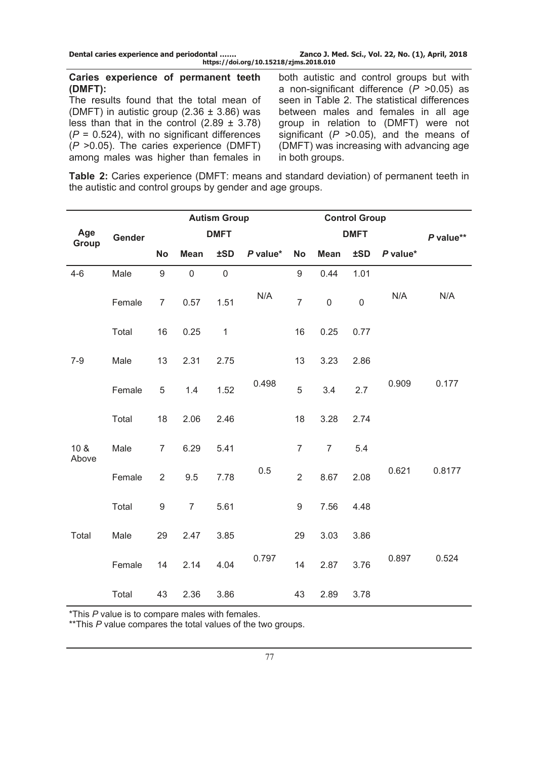**Caries experience of permanent teeth (DMFT):**

The results found that the total mean of (DMFT) in autistic group (2.36 ± 3.86) was less than that in the control (2.89 ± 3.78) ($P$ = 0.524), with no significant differences ($P$ >0.05). The caries experience (DMFT) among males was higher than females in both autistic and control groups but with a non-significant difference ($P$ >0.05) as seen in Table 2. The statistical differences between males and females in all age group in relation to (DMFT) were not significant ($P$ >0.05), and the means of (DMFT) was increasing with advancing age in both groups.

**Table 2:** Caries experience (DMFT: means and standard deviation) of permanent teeth in the autistic and control groups by gender and age groups.

| Age Group | Gender | Autism Group | | | | Control Group | | | | *P* value** |
|---|---|---|---|---|---|---|---|---|---|---|
| | | DMFT | | | | DMFT | | | | |
| | | No | Mean | ±SD | *P* value* | No | Mean | ±SD | *P* value* | |
| 4-6 | Male | 9 | 0 | 0 | N/A | 9 | 0.44 | 1.01 | N/A | N/A |
| | Female | 7 | 0.57 | 1.51 | | 7 | 0 | 0 | | |
| | Total | 16 | 0.25 | 1 | | 16 | 0.25 | 0.77 | | |
| 7-9 | Male | 13 | 2.31 | 2.75 | 0.498 | 13 | 3.23 | 2.86 | 0.909 | 0.177 |
| | Female | 5 | 1.4 | 1.52 | | 5 | 3.4 | 2.7 | | |
| | Total | 18 | 2.06 | 2.46 | | 18 | 3.28 | 2.74 | | |
| 10 & Above | Male | 7 | 6.29 | 5.41 | 0.5 | 7 | 7 | 5.4 | 0.621 | 0.8177 |
| | Female | 2 | 9.5 | 7.78 | | 2 | 8.67 | 2.08 | | |
| | Total | 9 | 7 | 5.61 | | 9 | 7.56 | 4.48 | | |
| Total | Male | 29 | 2.47 | 3.85 | 0.797 | 29 | 3.03 | 3.86 | 0.897 | 0.524 |
| | Female | 14 | 2.14 | 4.04 | | 14 | 2.87 | 3.76 | | |
| | Total | 43 | 2.36 | 3.86 | | 43 | 2.89 | 3.78 | | |

*This *P* value is to compare males with females.

**This *P* value compares the total values of the two groups.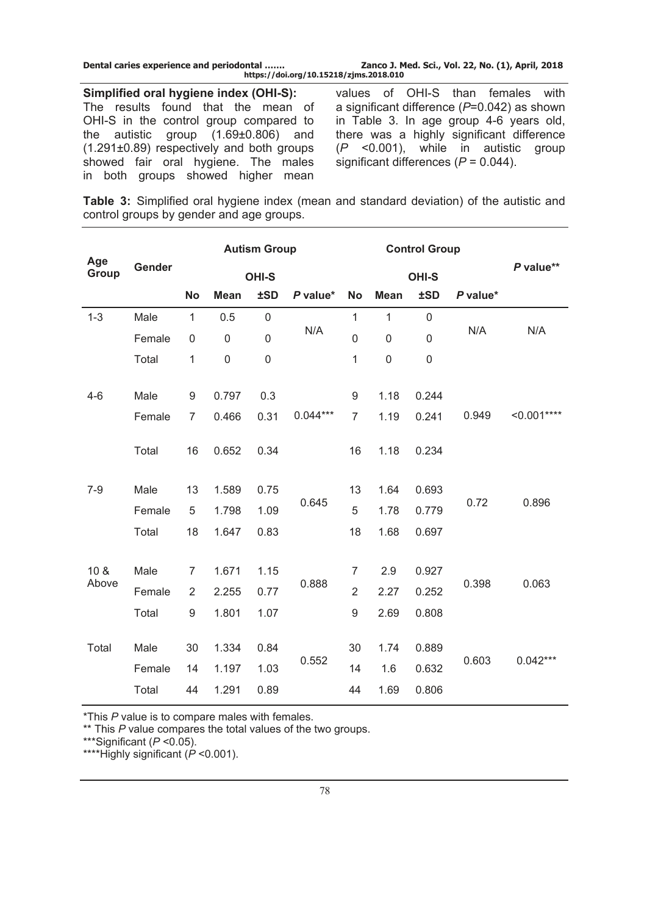**Simplified oral hygiene index (OHI-S):**

The results found that the mean of OHI-S in the control group compared to the autistic group (1.69±0.806) and (1.291±0.89) respectively and both groups showed fair oral hygiene. The males in both groups showed higher mean values of OHI-S than females with a significant difference (*P*=0.042) as shown in Table 3. In age group 4-6 years old, there was a highly significant difference (*P* <0.001), while in autistic group significant differences (*P* = 0.044).

**Table 3:** Simplified oral hygiene index (mean and standard deviation) of the autistic and control groups by gender and age groups.

| Age Group | Gender | Autism Group | | | | Control Group | | | | *P* value** |
|---|---|---|---|---|---|---|---|---|---|---|
| | | | OHI-S | | | | OHI-S | | | |
| | | No | Mean | ±SD | *P* value* | No | Mean | ±SD | *P* value* | |
| 1-3 | Male | 1 | 0.5 | 0 | N/A | 1 | 1 | 0 | N/A | N/A |
| | Female | 0 | 0 | 0 | | 0 | 0 | 0 | | |
| | Total | 1 | 0 | 0 | | 1 | 0 | 0 | | |
| 4-6 | Male | 9 | 0.797 | 0.3 | 0.044*** | 9 | 1.18 | 0.244 | 0.949 | <0.001**** |
| | Female | 7 | 0.466 | 0.31 | | 7 | 1.19 | 0.241 | | |
| | Total | 16 | 0.652 | 0.34 | | 16 | 1.18 | 0.234 | | |
| 7-9 | Male | 13 | 1.589 | 0.75 | 0.645 | 13 | 1.64 | 0.693 | 0.72 | 0.896 |
| | Female | 5 | 1.798 | 1.09 | | 5 | 1.78 | 0.779 | | |
| | Total | 18 | 1.647 | 0.83 | | 18 | 1.68 | 0.697 | | |
| 10 & Above | Male | 7 | 1.671 | 1.15 | 0.888 | 7 | 2.9 | 0.927 | 0.398 | 0.063 |
| | Female | 2 | 2.255 | 0.77 | | 2 | 2.27 | 0.252 | | |
| | Total | 9 | 1.801 | 1.07 | | 9 | 2.69 | 0.808 | | |
| Total | Male | 30 | 1.334 | 0.84 | 0.552 | 30 | 1.74 | 0.889 | 0.603 | 0.042*** |
| | Female | 14 | 1.197 | 1.03 | | 14 | 1.6 | 0.632 | | |
| | Total | 44 | 1.291 | 0.89 | | 44 | 1.69 | 0.806 | | |

*This *P* value is to compare males with females.

** This *P* value compares the total values of the two groups.

***Significant (*P* <0.05).

****Highly significant (*P* <0.001).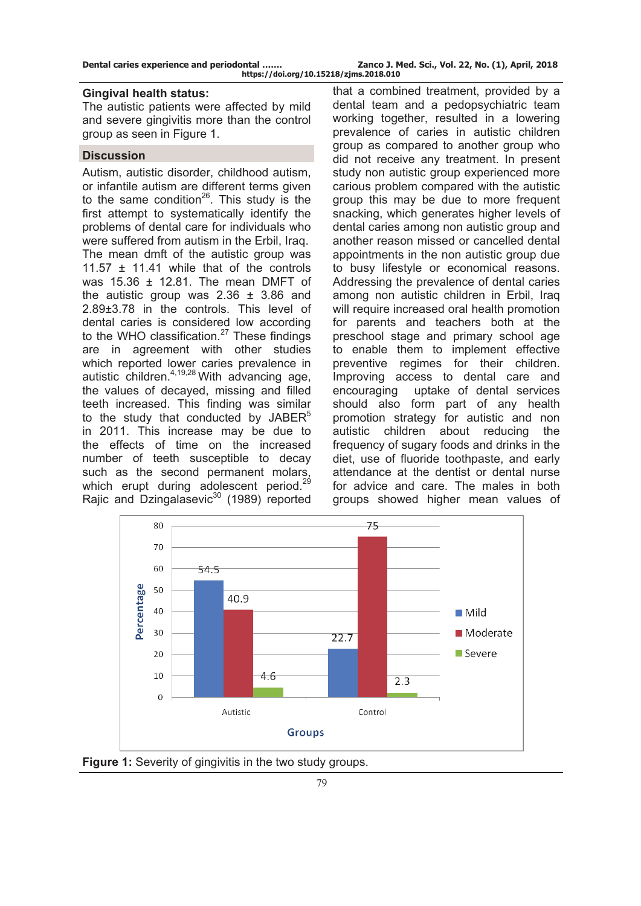### Gingival health status:

The autistic patients were affected by mild and severe gingivitis more than the control group as seen in Figure 1.

## Discussion

Autism, autistic disorder, childhood autism, or infantile autism are different terms given to the same condition[26]. This study is the first attempt to systematically identify the problems of dental care for individuals who were suffered from autism in the Erbil, Iraq. The mean dmft of the autistic group was 11.57 ± 11.41 while that of the controls was 15.36 ± 12.81. The mean DMFT of the autistic group was 2.36 ± 3.86 and 2.89±3.78 in the controls. This level of dental caries is considered low according to the WHO classification.[27] These findings are in agreement with other studies which reported lower caries prevalence in autistic children.[4,19,28] With advancing age, the values of decayed, missing and filled teeth increased. This finding was similar to the study that conducted by JABER[5] in 2011. This increase may be due to the effects of time on the increased number of teeth susceptible to decay such as the second permanent molars, which erupt during adolescent period.[29] Rajic and Dzingalasevic[30] (1989) reported that a combined treatment, provided by a dental team and a pedopsychiatric team working together, resulted in a lowering prevalence of caries in autistic children group as compared to another group who did not receive any treatment. In present study non autistic group experienced more carious problem compared with the autistic group this may be due to more frequent snacking, which generates higher levels of dental caries among non autistic group and another reason missed or cancelled dental appointments in the non autistic group due to busy lifestyle or economical reasons. Addressing the prevalence of dental caries among non autistic children in Erbil, Iraq will require increased oral health promotion for parents and teachers both at the preschool stage and primary school age to enable them to implement effective preventive regimes for their children. Improving access to dental care and encouraging uptake of dental services should also form part of any health promotion strategy for autistic and non autistic children about reducing the frequency of sugary foods and drinks in the diet, use of fluoride toothpaste, and early attendance at the dentist or dental nurse for advice and care. The males in both groups showed higher mean values of

| Groups | Mild | Moderate | Severe |
|---|---|---|---|
| Autistic | 54.5 | 40.9 | 4.6 |
| Control | 22.7 | 75 | 2.3 |

**Figure 1:** Severity of gingivitis in the two study groups.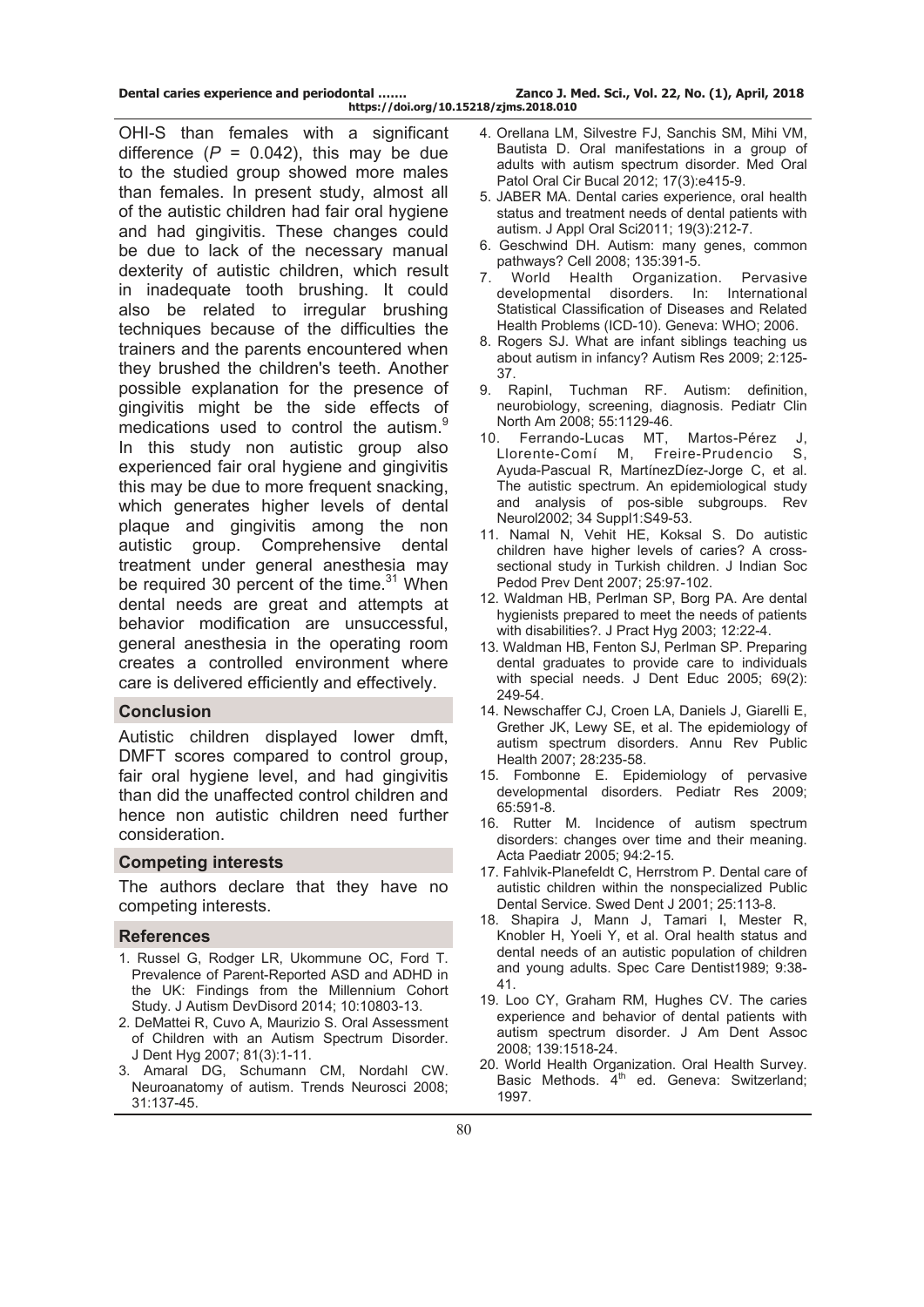OHI-S than females with a significant difference ($P$ = 0.042), this may be due to the studied group showed more males than females. In present study, almost all of the autistic children had fair oral hygiene and had gingivitis. These changes could be due to lack of the necessary manual dexterity of autistic children, which result in inadequate tooth brushing. It could also be related to irregular brushing techniques because of the difficulties the trainers and the parents encountered when they brushed the children's teeth. Another possible explanation for the presence of gingivitis might be the side effects of medications used to control the autism.[9] In this study non autistic group also experienced fair oral hygiene and gingivitis this may be due to more frequent snacking, which generates higher levels of dental plaque and gingivitis among the non autistic group. Comprehensive dental treatment under general anesthesia may be required 30 percent of the time.[31] When dental needs are great and attempts at behavior modification are unsuccessful, general anesthesia in the operating room creates a controlled environment where care is delivered efficiently and effectively.

## Conclusion

Autistic children displayed lower dmft, DMFT scores compared to control group, fair oral hygiene level, and had gingivitis than did the unaffected control children and hence non autistic children need further consideration.

## Competing interests

The authors declare that they have no competing interests.

## References

1. Russel G, Rodger LR, Ukommune OC, Ford T. Prevalence of Parent-Reported ASD and ADHD in the UK: Findings from the Millennium Cohort Study. J Autism DevDisord 2014; 10:10803-13.
2. DeMattei R, Cuvo A, Maurizio S. Oral Assessment of Children with an Autism Spectrum Disorder. J Dent Hyg 2007; 81(3):1-11.
3. Amaral DG, Schumann CM, Nordahl CW. Neuroanatomy of autism. Trends Neurosci 2008; 31:137-45.
4. Orellana LM, Silvestre FJ, Sanchis SM, Mihi VM, Bautista D. Oral manifestations in a group of adults with autism spectrum disorder. Med Oral Patol Oral Cir Bucal 2012; 17(3):e415-9.
5. JABER MA. Dental caries experience, oral health status and treatment needs of dental patients with autism. J Appl Oral Sci2011; 19(3):212-7.
6. Geschwind DH. Autism: many genes, common pathways? Cell 2008; 135:391-5.
7. World Health Organization. Pervasive developmental disorders. In: International Statistical Classification of Diseases and Related Health Problems (ICD-10). Geneva: WHO; 2006.
8. Rogers SJ. What are infant siblings teaching us about autism in infancy? Autism Res 2009; 2:125-37.
9. RapinI, Tuchman RF. Autism: definition, neurobiology, screening, diagnosis. Pediatr Clin North Am 2008; 55:1129-46.
10. Ferrando-Lucas MT, Martos-Pérez J, Llorente-Comí M, Freire-Prudencio S, Ayuda-Pascual R, MartínezDíez-Jorge C, et al. The autistic spectrum. An epidemiological study and analysis of pos-sible subgroups. Rev Neurol2002; 34 Suppl1:S49-53.
11. Namal N, Vehit HE, Koksal S. Do autistic children have higher levels of caries? A cross-sectional study in Turkish children. J Indian Soc Pedod Prev Dent 2007; 25:97-102.
12. Waldman HB, Perlman SP, Borg PA. Are dental hygienists prepared to meet the needs of patients with disabilities?. J Pract Hyg 2003; 12:22-4.
13. Waldman HB, Fenton SJ, Perlman SP. Preparing dental graduates to provide care to individuals with special needs. J Dent Educ 2005; 69(2): 249-54.
14. Newschaffer CJ, Croen LA, Daniels J, Giarelli E, Grether JK, Lewy SE, et al. The epidemiology of autism spectrum disorders. Annu Rev Public Health 2007; 28:235-58.
15. Fombonne E. Epidemiology of pervasive developmental disorders. Pediatr Res 2009; 65:591-8.
16. Rutter M. Incidence of autism spectrum disorders: changes over time and their meaning. Acta Paediatr 2005; 94:2-15.
17. Fahlvik-Planefeldt C, Herrstrom P. Dental care of autistic children within the nonspecialized Public Dental Service. Swed Dent J 2001; 25:113-8.
18. Shapira J, Mann J, Tamari I, Mester R, Knobler H, Yoeli Y, et al. Oral health status and dental needs of an autistic population of children and young adults. Spec Care Dentist1989; 9:38-41.
19. Loo CY, Graham RM, Hughes CV. The caries experience and behavior of dental patients with autism spectrum disorder. J Am Dent Assoc 2008; 139:1518-24.
20. World Health Organization. Oral Health Survey. Basic Methods. 4th ed. Geneva: Switzerland; 1997.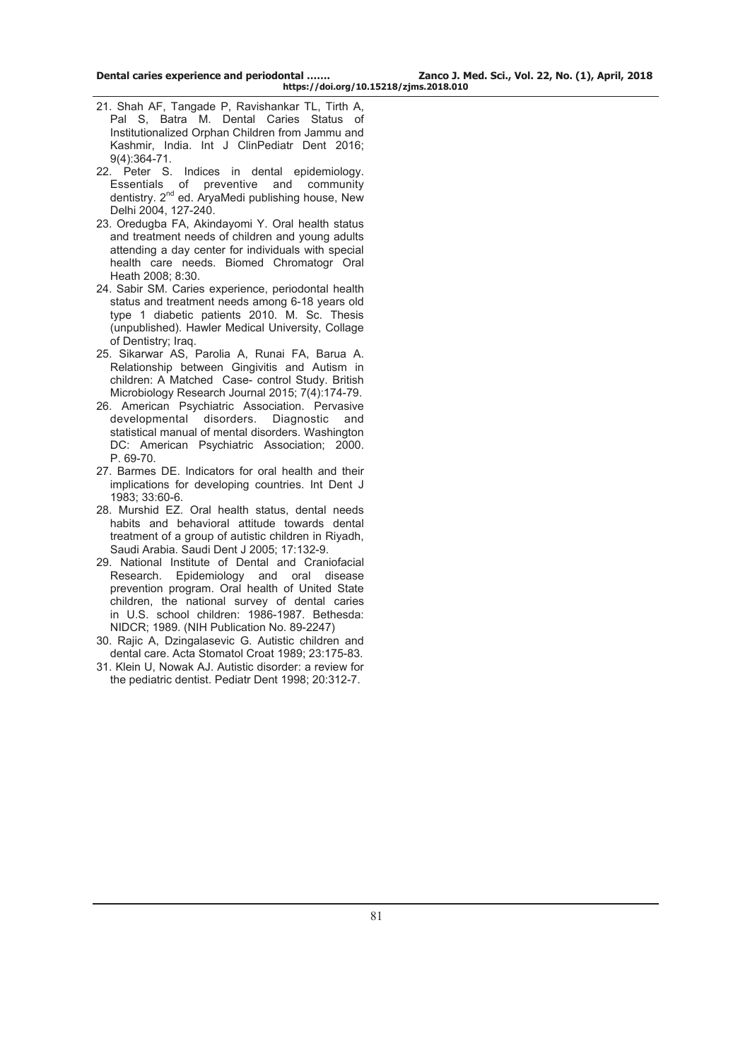21. Shah AF, Tangade P, Ravishankar TL, Tirth A, Pal S, Batra M. Dental Caries Status of Institutionalized Orphan Children from Jammu and Kashmir, India. Int J ClinPediatr Dent 2016; 9(4):364-71.
22. Peter S. Indices in dental epidemiology. Essentials of preventive and community dentistry. 2nd ed. AryaMedi publishing house, New Delhi 2004, 127-240.
23. Oredugba FA, Akindayomi Y. Oral health status and treatment needs of children and young adults attending a day center for individuals with special health care needs. Biomed Chromatogr Oral Heath 2008; 8:30.
24. Sabir SM. Caries experience, periodontal health status and treatment needs among 6-18 years old type 1 diabetic patients 2010. M. Sc. Thesis (unpublished). Hawler Medical University, Collage of Dentistry; Iraq.
25. Sikarwar AS, Parolia A, Runai FA, Barua A. Relationship between Gingivitis and Autism in children: A Matched Case- control Study. British Microbiology Research Journal 2015; 7(4):174-79.
26. American Psychiatric Association. Pervasive developmental disorders. Diagnostic and statistical manual of mental disorders. Washington DC: American Psychiatric Association; 2000. P. 69-70.
27. Barmes DE. Indicators for oral health and their implications for developing countries. Int Dent J 1983; 33:60-6.
28. Murshid EZ. Oral health status, dental needs habits and behavioral attitude towards dental treatment of a group of autistic children in Riyadh, Saudi Arabia. Saudi Dent J 2005; 17:132-9.
29. National Institute of Dental and Craniofacial Research. Epidemiology and oral disease prevention program. Oral health of United State children, the national survey of dental caries in U.S. school children: 1986-1987. Bethesda: NIDCR; 1989. (NIH Publication No. 89-2247)
30. Rajic A, Dzingalasevic G. Autistic children and dental care. Acta Stomatol Croat 1989; 23:175-83.
31. Klein U, Nowak AJ. Autistic disorder: a review for the pediatric dentist. Pediatr Dent 1998; 20:312-7.